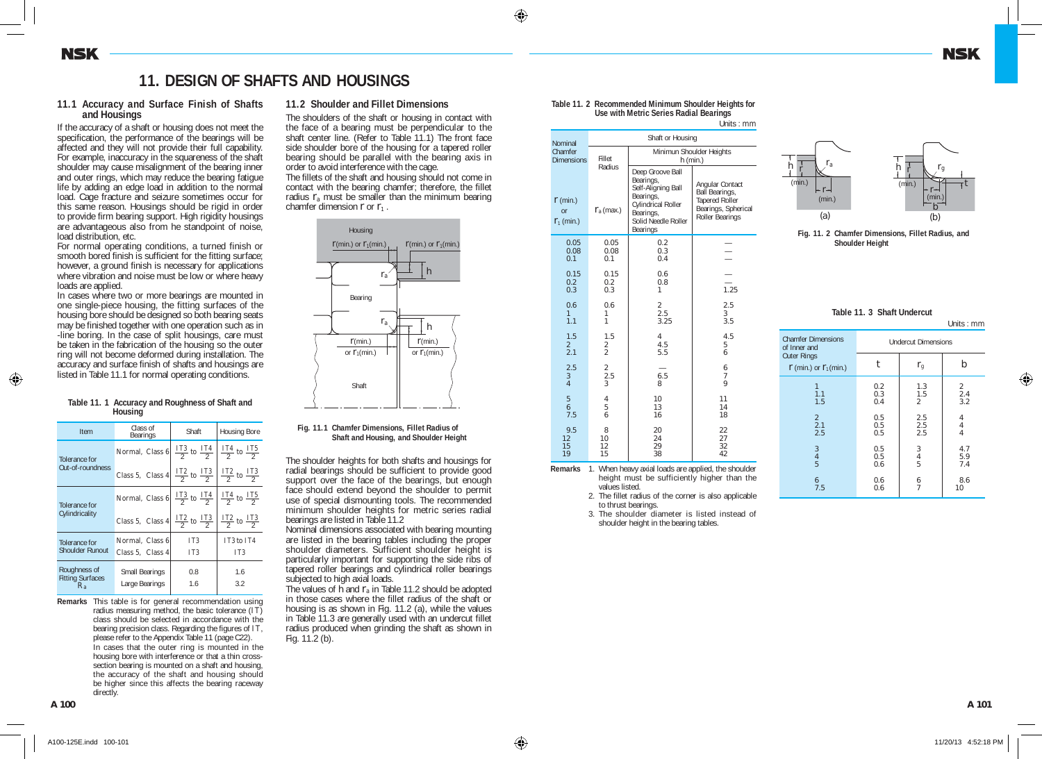# 11. DESIGN OF SHAFTS AND HOUSINGS

## 11.1 Accuracy and Surface Finish of Shafts and Housings

If the accuracy of a shaft or housing does not meet the specification, the performance of the bearings will be affected and they will not provide their full capability. For example, inaccuracy in the squareness of the shaft shoulder may cause misalignment of the bearing inner and outer rings, which may reduce the bearing fatigue life by adding an edge load in addition to the normal load. Cage fracture and seizure sometimes occur for this same reason. Housings should be rigid in order to provide firm bearing support. High rigidity housings are advantageous also from he standpoint of noise, load distribution, etc.

For normal operating conditions, a turned finish or smooth bored finish is sufficient for the fitting surface; however, a ground finish is necessary for applications where vibration and noise must be low or where heavy loads are applied.

In cases where two or more bearings are mounted in one single-piece housing, the fitting surfaces of the housing bore should be designed so both bearing seats may be finished together with one operation such as in -line boring. In the case of split housings, care must be taken in the fabrication of the housing so the outer ring will not become deformed during installation. The accuracy and surface finish of shafts and housings are listed in Table 11.1 for normal operating conditions.

**Table 11. 1 Accuracy and Roughness of Shaft and Housing**

| Item | Class of Bearings | Shaft | Housing Bore |
|---|---|---|---|
| Tolerance for Out-of-roundness | Normal, Class 6 | $\frac{IT3}{2}$ to $\frac{IT4}{2}$ | $\frac{IT4}{2}$ to $\frac{IT5}{2}$ |
| | Class 5, Class 4 | $\frac{IT2}{2}$ to $\frac{IT3}{2}$ | $\frac{IT2}{2}$ to $\frac{IT3}{2}$ |
| Tolerance for Cylindricality | Normal, Class 6 | $\frac{IT3}{2}$ to $\frac{IT4}{2}$ | $\frac{IT4}{2}$ to $\frac{IT5}{2}$ |
| | Class 5, Class 4 | $\frac{IT2}{2}$ to $\frac{IT3}{2}$ | $\frac{IT2}{2}$ to $\frac{IT3}{2}$ |
| Tolerance for Shoulder Runout | Normal, Class 6 | IT3 | IT3 to IT4 |
| | Class 5, Class 4 | IT3 | IT3 |
| Roughness of Fitting Surfaces $R_a$ | Small Bearings | 0.8 | 1.6 |
| | Large Bearings | 1.6 | 3.2 |

**Remarks** This table is for general recommendation using radius measuring method, the basic tolerance (IT) class should be selected in accordance with the bearing precision class. Regarding the figures of IT, please refer to the Appendix Table 11 (page C22).
In cases that the outer ring is mounted in the housing bore with interference or that a thin cross-section bearing is mounted on a shaft and housing, the accuracy of the shaft and housing should be higher since this affects the bearing raceway directly.

## 11.2 Shoulder and Fillet Dimensions

The shoulders of the shaft or housing in contact with the face of a bearing must be perpendicular to the shaft center line. (Refer to Table 11.1) The front face side shoulder bore of the housing for a tapered roller bearing should be parallel with the bearing axis in order to avoid interference with the cage.

The fillets of the shaft and housing should not come in contact with the bearing chamfer; therefore, the fillet radius $r_a$ must be smaller than the minimum bearing chamfer dimension $r$ or $r_1$.

Housing
$r$(min.) or $r_1$(min.) $r$(min.) or $r_1$(min.)
$r_a$ h
Bearing
$r_a$ h
$r$(min.) or $r_1$(min.) $r$(min.) or $r_1$(min.)
Shaft

**Fig. 11.1 Chamfer Dimensions, Fillet Radius of Shaft and Housing, and Shoulder Height**

The shoulder heights for both shafts and housings for radial bearings should be sufficient to provide good support over the face of the bearings, but enough face should extend beyond the shoulder to permit use of special dismounting tools. The recommended minimum shoulder heights for metric series radial bearings are listed in Table 11.2

Nominal dimensions associated with bearing mounting are listed in the bearing tables including the proper shoulder diameters. Sufficient shoulder height is particularly important for supporting the side ribs of tapered roller bearings and cylindrical roller bearings subjected to high axial loads.

The values of h and $r_a$ in Table 11.2 should be adopted in those cases where the fillet radius of the shaft or housing is as shown in Fig. 11.2 (a), while the values in Table 11.3 are generally used with an undercut fillet radius produced when grinding the shaft as shown in Fig. 11.2 (b).

**Table 11. 2 Recommended Minimum Shoulder Heights for Use with Metric Series Radial Bearings**

Units : mm

| Nominal Chamfer Dimensions $r$ (min.) or $r_1$ (min.) | Shaft or Housing: Fillet Radius $r_a$ (max.) | Minimum Shoulder Heights h (min.): Deep Groove Ball Bearings, Self-Aligning Ball Bearings, Cylindrical Roller Bearings, Solid Needle Roller Bearings | Minimum Shoulder Heights h (min.): Angular Contact Ball Bearings, Tapered Roller Bearings, Spherical Roller Bearings |
|---|---|---|---|
| 0.05 | 0.05 | 0.2 | — |
| 0.08 | 0.08 | 0.3 | — |
| 0.1 | 0.1 | 0.4 | — |
| 0.15 | 0.15 | 0.6 | — |
| 0.2 | 0.2 | 0.8 | — |
| 0.3 | 0.3 | 1 | 1.25 |
| 0.6 | 0.6 | 2 | 2.5 |
| 1 | 1 | 2.5 | 3 |
| 1.1 | 1 | 3.25 | 3.5 |
| 1.5 | 1.5 | 4 | 4.5 |
| 2 | 2 | 4.5 | 5 |
| 2.1 | 2 | 5.5 | 6 |
| 2.5 | 2 | — | 6 |
| 3 | 2.5 | 6.5 | 7 |
| 4 | 3 | 8 | 9 |
| 5 | 4 | 10 | 11 |
| 6 | 5 | 13 | 14 |
| 7.5 | 6 | 16 | 18 |
| 9.5 | 8 | 20 | 22 |
| 12 | 10 | 24 | 27 |
| 15 | 12 | 29 | 32 |
| 19 | 15 | 38 | 42 |

**Remarks**
1. When heavy axial loads are applied, the shoulder height must be sufficiently higher than the values listed.
2. The fillet radius of the corner is also applicable to thrust bearings.
3. The shoulder diameter is listed instead of shoulder height in the bearing tables.

(a) h, $r$ (min.), $r_a$, $r$ (min.)
(b) h, $r$ (min.), $r_g$, $r$ (min.), t, b

**Fig. 11. 2 Chamfer Dimensions, Fillet Radius, and Shoulder Height**

**Table 11. 3 Shaft Undercut**

Units : mm

| Chamfer Dimensions of Inner and Outer Rings $r$ (min.) or $r_1$(min.) | Undercut Dimensions t | Undercut Dimensions $r_g$ | Undercut Dimensions b |
|---|---|---|---|
| 1 | 0.2 | 1.3 | 2 |
| 1.1 | 0.3 | 1.5 | 2.4 |
| 1.5 | 0.4 | 2 | 3.2 |
| 2 | 0.5 | 2.5 | 4 |
| 2.1 | 0.5 | 2.5 | 4 |
| 2.5 | 0.5 | 2.5 | 4 |
| 3 | 0.5 | 3 | 4.7 |
| 4 | 0.5 | 4 | 5.9 |
| 5 | 0.6 | 5 | 7.4 |
| 6 | 0.6 | 6 | 8.6 |
| 7.5 | 0.6 | 7 | 10 |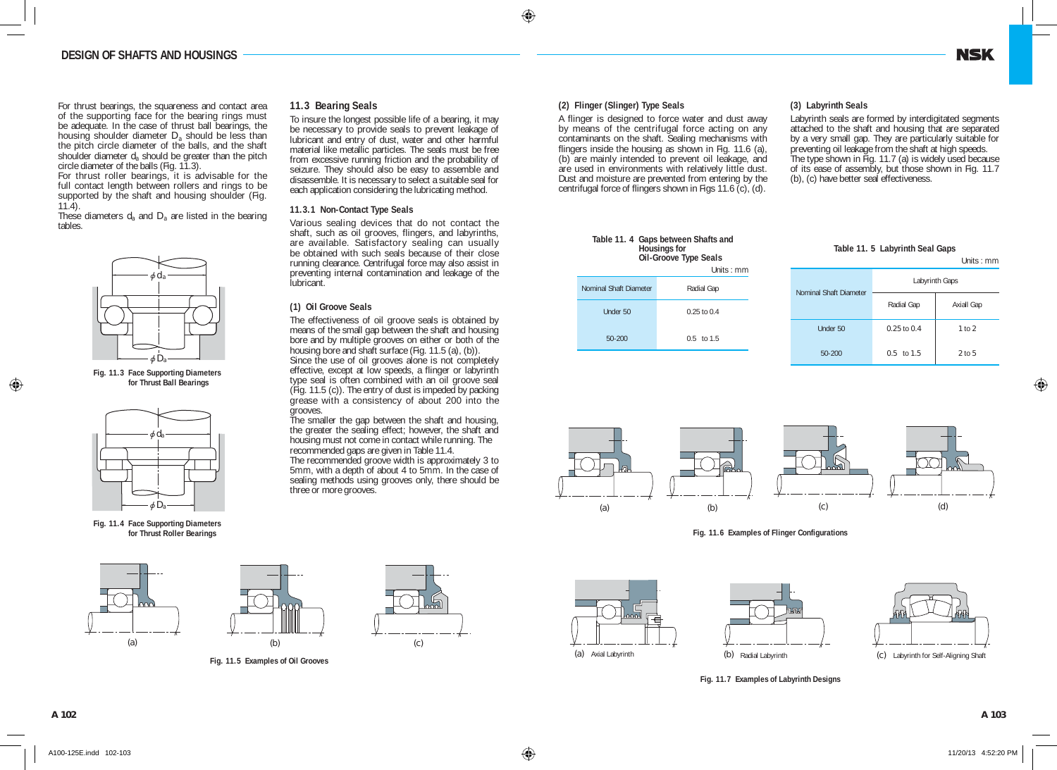For thrust bearings, the squareness and contact area of the supporting face for the bearing rings must be adequate. In the case of thrust ball bearings, the housing shoulder diameter $D_a$ should be less than the pitch circle diameter of the balls, and the shaft shoulder diameter $d_a$ should be greater than the pitch circle diameter of the balls (Fig. 11.3).

For thrust roller bearings, it is advisable for the full contact length between rollers and rings to be supported by the shaft and housing shoulder (Fig. 11.4).

These diameters $d_a$ and $D_a$ are listed in the bearing tables.

Fig. 11.3 Face Supporting Diameters for Thrust Ball Bearings

Fig. 11.4 Face Supporting Diameters for Thrust Roller Bearings

## 11.3 Bearing Seals

To insure the longest possible life of a bearing, it may be necessary to provide seals to prevent leakage of lubricant and entry of dust, water and other harmful material like metallic particles. The seals must be free from excessive running friction and the probability of seizure. They should also be easy to assemble and disassemble. It is necessary to select a suitable seal for each application considering the lubricating method.

### 11.3.1 Non-Contact Type Seals

Various sealing devices that do not contact the shaft, such as oil grooves, flingers, and labyrinths, are available. Satisfactory sealing can usually be obtained with such seals because of their close running clearance. Centrifugal force may also assist in preventing internal contamination and leakage of the lubricant.

#### (1) Oil Groove Seals

The effectiveness of oil groove seals is obtained by means of the small gap between the shaft and housing bore and by multiple grooves on either or both of the housing bore and shaft surface (Fig. 11.5 (a), (b)).

Since the use of oil grooves alone is not completely effective, except at low speeds, a flinger or labyrinth type seal is often combined with an oil groove seal (Fig. 11.5 (c)). The entry of dust is impeded by packing grease with a consistency of about 200 into the grooves.

The smaller the gap between the shaft and housing, the greater the sealing effect; however, the shaft and housing must not come in contact while running. The recommended gaps are given in Table 11.4.

The recommended groove width is approximately 3 to 5mm, with a depth of about 4 to 5mm. In the case of sealing methods using grooves only, there should be three or more grooves.

Fig. 11.5 Examples of Oil Grooves

#### (2) Flinger (Slinger) Type Seals

A flinger is designed to force water and dust away by means of the centrifugal force acting on any contaminants on the shaft. Sealing mechanisms with flingers inside the housing as shown in Fig. 11.6 (a), (b) are mainly intended to prevent oil leakage, and are used in environments with relatively little dust. Dust and moisture are prevented from entering by the centrifugal force of flingers shown in Figs 11.6 (c), (d).

**Table 11. 4 Gaps between Shafts and Housings for Oil-Groove Type Seals**

Units : mm

| Nominal Shaft Diameter | Radial Gap |
|---|---|
| Under 50 | 0.25 to 0.4 |
| 50-200 | 0.5 to 1.5 |

Fig. 11.6 Examples of Flinger Configurations

#### (3) Labyrinth Seals

Labyrinth seals are formed by interdigitated segments attached to the shaft and housing that are separated by a very small gap. They are particularly suitable for preventing oil leakage from the shaft at high speeds.

The type shown in Fig. 11.7 (a) is widely used because of its ease of assembly, but those shown in Fig. 11.7 (b), (c) have better seal effectiveness.

**Table 11. 5 Labyrinth Seal Gaps**

Units : mm

| Nominal Shaft Diameter | Labyrinth Gaps | |
|---|---|---|
| | Radial Gap | Axial Gap |
| Under 50 | 0.25 to 0.4 | 1 to 2 |
| 50-200 | 0.5 to 1.5 | 2 to 5 |

(a) Axial Labyrinth (b) Radial Labyrinth (c) Labyrinth for Self-Aligning Shaft

Fig. 11.7 Examples of Labyrinth Designs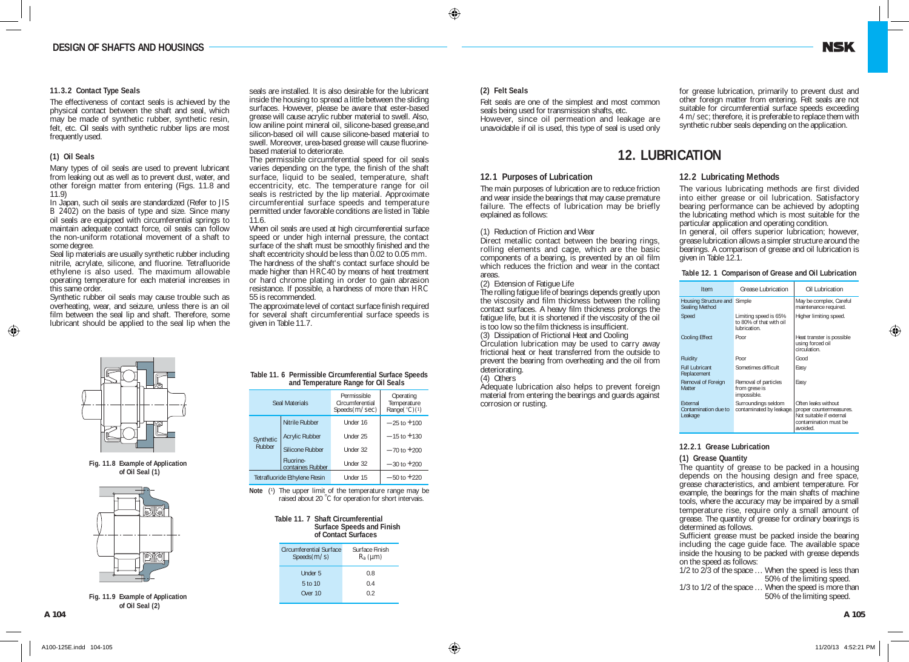#### 11.3.2 Contact Type Seals

The effectiveness of contact seals is achieved by the physical contact between the shaft and seal, which may be made of synthetic rubber, synthetic resin, felt, etc. Oil seals with synthetic rubber lips are most frequently used.

**(1) Oil Seals**

Many types of oil seals are used to prevent lubricant from leaking out as well as to prevent dust, water, and other foreign matter from entering (Figs. 11.8 and 11.9)

In Japan, such oil seals are standardized (Refer to JIS B 2402) on the basis of type and size. Since many oil seals are equipped with circumferential springs to maintain adequate contact force, oil seals can follow the non-uniform rotational movement of a shaft to some degree.

Seal lip materials are usually synthetic rubber including nitrile, acrylate, silicone, and fluorine. Tetrafluoride ethylene is also used. The maximum allowable operating temperature for each material increases in this same order.

Synthetic rubber oil seals may cause trouble such as overheating, wear, and seizure, unless there is an oil film between the seal lip and shaft. Therefore, some lubricant should be applied to the seal lip when the seals are installed. It is also desirable for the lubricant inside the housing to spread a little between the sliding surfaces. However, please be aware that ester-based grease will cause acrylic rubber material to swell. Also, low aniline point mineral oil, silicone-based grease,and silicon-based oil will cause silicone-based material to swell. Moreover, urea-based grease will cause fluorine-based material to deteriorate.

The permissible circumferential speed for oil seals varies depending on the type, the finish of the shaft surface, liquid to be sealed, temperature, shaft eccentricity, etc. The temperature range for oil seals is restricted by the lip material. Approximate circumferential surface speeds and temperature permitted under favorable conditions are listed in Table 11.6.

When oil seals are used at high circumferential surface speed or under high internal pressure, the contact surface of the shaft must be smoothly finished and the shaft eccentricity should be less than 0.02 to 0.05 mm.

The hardness of the shaft's contact surface should be made higher than HRC40 by means of heat treatment or hard chrome plating in order to gain abrasion resistance. If possible, a hardness of more than HRC 55 is recommended.

The approximate level of contact surface finish required for several shaft circumferential surface speeds is given in Table 11.7.

Fig. 11.8 Example of Application of Oil Seal (1)

Fig. 11.9 Example of Application of Oil Seal (2)

**Table 11. 6 Permissible Circumferential Surface Speeds and Temperature Range for Oil Seals**

| Seal Materials | | Permissible Circumferential Speeds(m/sec) | Operating Temperature Range(°C)(1) |
|---|---|---|---|
| Synthetic Rubber | Nitrile Rubber | Under 16 | −25 to +100 |
| | Acrylic Rubber | Under 25 | −15 to +130 |
| | Silicone Rubber | Under 32 | −70 to +200 |
| | Fluorine-containes Rubber | Under 32 | −30 to +200 |
| Tetrafluoride Ethylene Resin | | Under 15 | −50 to +220 |

**Note** (1) The upper limit of the temperature range may be raised about 20 °C for operation for short intervals.

**Table 11. 7 Shaft Circumferential Surface Speeds and Finish of Contact Surfaces**

| Circumferential Surface Speeds(m/s) | Surface Finish $R_a$ (μm) |
|---|---|
| Under 5 | 0.8 |
| 5 to 10 | 0.4 |
| Over 10 | 0.2 |

**(2) Felt Seals**

Felt seals are one of the simplest and most common seals being used for transmission shafts, etc.

However, since oil permeation and leakage are unavoidable if oil is used, this type of seal is used only for grease lubrication, primarily to prevent dust and other foreign matter from entering. Felt seals are not suitable for circumferential surface speeds exceeding 4 m/sec; therefore, it is preferable to replace them with synthetic rubber seals depending on the application.

# 12. LUBRICATION

### 12.1 Purposes of Lubrication

The main purposes of lubrication are to reduce friction and wear inside the bearings that may cause premature failure. The effects of lubrication may be briefly explained as follows:

(1) Reduction of Friction and Wear

Direct metallic contact between the bearing rings, rolling elements and cage, which are the basic components of a bearing, is prevented by an oil film which reduces the friction and wear in the contact areas.

(2) Extension of Fatigue Life

The rolling fatigue life of bearings depends greatly upon the viscosity and film thickness between the rolling contact surfaces. A heavy film thickness prolongs the fatigue life, but it is shortened if the viscosity of the oil is too low so the film thickness is insufficient.

(3) Dissipation of Frictional Heat and Cooling

Circulation lubrication may be used to carry away frictional heat or heat transferred from the outside to prevent the bearing from overheating and the oil from deteriorating.

(4) Others

Adequate lubrication also helps to prevent foreign material from entering the bearings and guards against corrosion or rusting.

### 12.2 Lubricating Methods

The various lubricating methods are first divided into either grease or oil lubrication. Satisfactory bearing performance can be achieved by adopting the lubricating method which is most suitable for the particular application and operating condition.

In general, oil offers superior lubrication; however, grease lubrication allows a simpler structure around the bearings. A comparison of grease and oil lubrication is given in Table 12.1.

**Table 12. 1 Comparison of Grease and Oil Lubrication**

| Item | Grease Lubrication | Oil Lubrication |
|---|---|---|
| Housing Structure and Sealing Method | Simple | May be complex, Careful maintenance required. |
| Speed | Limiting speed is 65% to 80% of that with oil lubrication. | Higher limiting speed. |
| Cooling Effect | Poor | Heat transfer is possible using forced oil circulation. |
| Fluidity | Poor | Good |
| Full Lubricant Replacement | Sometimes difficult | Easy |
| Removal of Foreign Matter | Removal of particles from grese is impossible. | Easy |
| External Contamination due to Leakage | Surroundings seldom contaminated by leakage. | Often leaks without proper countermeasures. Not suitable if external contamination must be avoided. |

#### 12.2.1 Grease Lubrication

**(1) Grease Quantity**

The quantity of grease to be packed in a housing depends on the housing design and free space, grease characteristics, and ambient temperature. For example, the bearings for the main shafts of machine tools, where the accuracy may be impaired by a small temperature rise, require only a small amount of grease. The quantity of grease for ordinary bearings is determined as follows.

Sufficient grease must be packed inside the bearing including the cage guide face. The available space inside the housing to be packed with grease depends on the speed as follows:

1/2 to 2/3 of the space … When the speed is less than 50% of the limiting speed.

1/3 to 1/2 of the space … When the speed is more than 50% of the limiting speed.